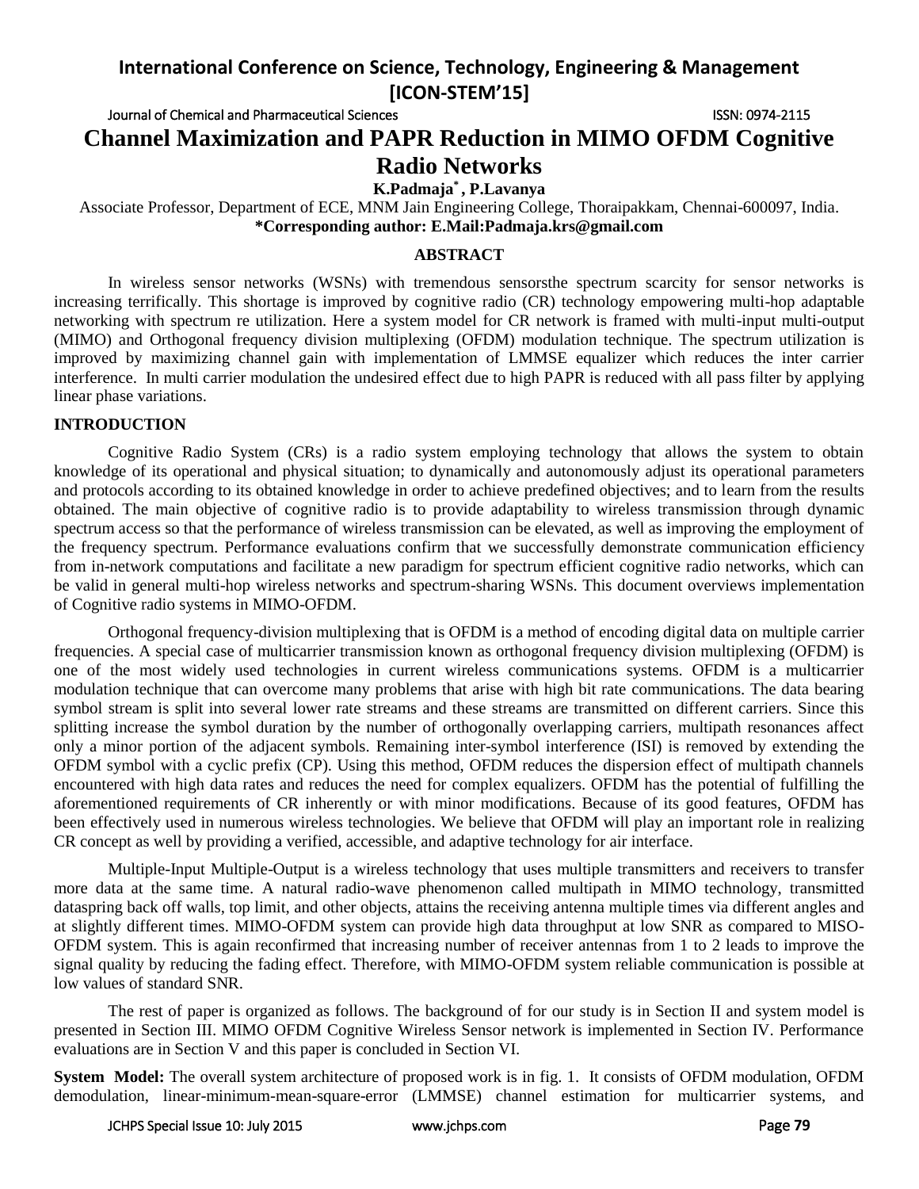# Channel Maximization and PAPR Reduction in MIMO OFDM Cognitive Radio Networks

**K.Padmaja*, P.Lavanya**

Associate Professor, Department of ECE, MNM Jain Engineering College, Thoraipakkam, Chennai-600097, India.

**\*Corresponding author: E.Mail:Padmaja.krs@gmail.com**

## ABSTRACT

In wireless sensor networks (WSNs) with tremendous sensorsthe spectrum scarcity for sensor networks is increasing terrifically. This shortage is improved by cognitive radio (CR) technology empowering multi-hop adaptable networking with spectrum re utilization. Here a system model for CR network is framed with multi-input multi-output (MIMO) and Orthogonal frequency division multiplexing (OFDM) modulation technique. The spectrum utilization is improved by maximizing channel gain with implementation of LMMSE equalizer which reduces the inter carrier interference. In multi carrier modulation the undesired effect due to high PAPR is reduced with all pass filter by applying linear phase variations.

## INTRODUCTION

Cognitive Radio System (CRs) is a radio system employing technology that allows the system to obtain knowledge of its operational and physical situation; to dynamically and autonomously adjust its operational parameters and protocols according to its obtained knowledge in order to achieve predefined objectives; and to learn from the results obtained. The main objective of cognitive radio is to provide adaptability to wireless transmission through dynamic spectrum access so that the performance of wireless transmission can be elevated, as well as improving the employment of the frequency spectrum. Performance evaluations confirm that we successfully demonstrate communication efficiency from in-network computations and facilitate a new paradigm for spectrum efficient cognitive radio networks, which can be valid in general multi-hop wireless networks and spectrum-sharing WSNs. This document overviews implementation of Cognitive radio systems in MIMO-OFDM.

Orthogonal frequency-division multiplexing that is OFDM is a method of encoding digital data on multiple carrier frequencies. A special case of multicarrier transmission known as orthogonal frequency division multiplexing (OFDM) is one of the most widely used technologies in current wireless communications systems. OFDM is a multicarrier modulation technique that can overcome many problems that arise with high bit rate communications. The data bearing symbol stream is split into several lower rate streams and these streams are transmitted on different carriers. Since this splitting increase the symbol duration by the number of orthogonally overlapping carriers, multipath resonances affect only a minor portion of the adjacent symbols. Remaining inter-symbol interference (ISI) is removed by extending the OFDM symbol with a cyclic prefix (CP). Using this method, OFDM reduces the dispersion effect of multipath channels encountered with high data rates and reduces the need for complex equalizers. OFDM has the potential of fulfilling the aforementioned requirements of CR inherently or with minor modifications. Because of its good features, OFDM has been effectively used in numerous wireless technologies. We believe that OFDM will play an important role in realizing CR concept as well by providing a verified, accessible, and adaptive technology for air interface.

Multiple-Input Multiple-Output is a wireless technology that uses multiple transmitters and receivers to transfer more data at the same time. A natural radio-wave phenomenon called multipath in MIMO technology, transmitted dataspring back off walls, top limit, and other objects, attains the receiving antenna multiple times via different angles and at slightly different times. MIMO-OFDM system can provide high data throughput at low SNR as compared to MISO-OFDM system. This is again reconfirmed that increasing number of receiver antennas from 1 to 2 leads to improve the signal quality by reducing the fading effect. Therefore, with MIMO-OFDM system reliable communication is possible at low values of standard SNR.

The rest of paper is organized as follows. The background of for our study is in Section II and system model is presented in Section III. MIMO OFDM Cognitive Wireless Sensor network is implemented in Section IV. Performance evaluations are in Section V and this paper is concluded in Section VI.

**System Model:** The overall system architecture of proposed work is in fig. 1. It consists of OFDM modulation, OFDM demodulation, linear-minimum-mean-square-error (LMMSE) channel estimation for multicarrier systems, and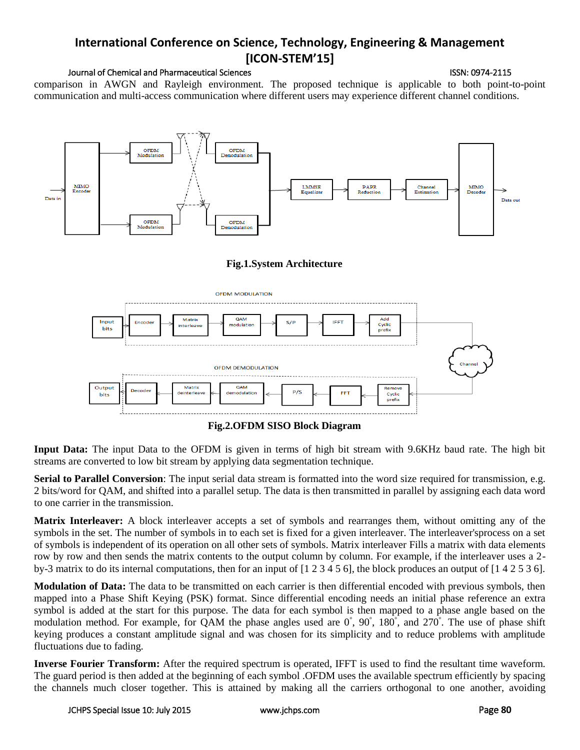comparison in AWGN and Rayleigh environment. The proposed technique is applicable to both point-to-point communication and multi-access communication where different users may experience different channel conditions.

**Fig.1.System Architecture**

**Fig.2.OFDM SISO Block Diagram**

**Input Data:** The input Data to the OFDM is given in terms of high bit stream with 9.6KHz baud rate. The high bit streams are converted to low bit stream by applying data segmentation technique.

**Serial to Parallel Conversion**: The input serial data stream is formatted into the word size required for transmission, e.g. 2 bits/word for QAM, and shifted into a parallel setup. The data is then transmitted in parallel by assigning each data word to one carrier in the transmission.

**Matrix Interleaver:** A block interleaver accepts a set of symbols and rearranges them, without omitting any of the symbols in the set. The number of symbols in to each set is fixed for a given interleaver. The interleaver'sprocess on a set of symbols is independent of its operation on all other sets of symbols. Matrix interleaver Fills a matrix with data elements row by row and then sends the matrix contents to the output column by column. For example, if the interleaver uses a 2-by-3 matrix to do its internal computations, then for an input of [1 2 3 4 5 6], the block produces an output of [1 4 2 5 3 6].

**Modulation of Data:** The data to be transmitted on each carrier is then differential encoded with previous symbols, then mapped into a Phase Shift Keying (PSK) format. Since differential encoding needs an initial phase reference an extra symbol is added at the start for this purpose. The data for each symbol is then mapped to a phase angle based on the modulation method. For example, for QAM the phase angles used are $0^{\circ}$, $90^{\circ}$, $180^{\circ}$, and $270^{\circ}$. The use of phase shift keying produces a constant amplitude signal and was chosen for its simplicity and to reduce problems with amplitude fluctuations due to fading.

**Inverse Fourier Transform:** After the required spectrum is operated, IFFT is used to find the resultant time waveform. The guard period is then added at the beginning of each symbol .OFDM uses the available spectrum efficiently by spacing the channels much closer together. This is attained by making all the carriers orthogonal to one another, avoiding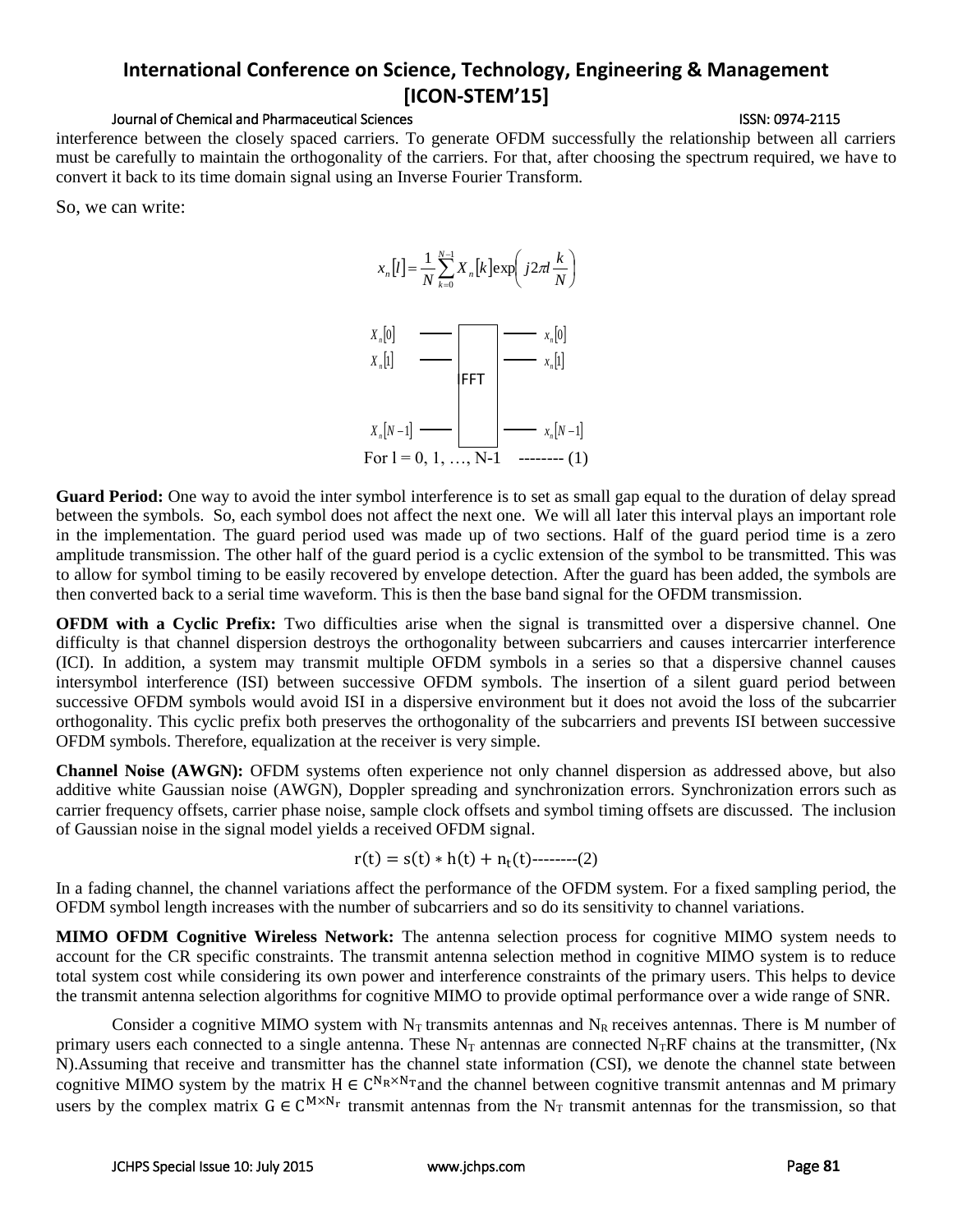interference between the closely spaced carriers. To generate OFDM successfully the relationship between all carriers must be carefully to maintain the orthogonality of the carriers. For that, after choosing the spectrum required, we have to convert it back to its time domain signal using an Inverse Fourier Transform.

So, we can write:

$$x_n[l] = \frac{1}{N}\sum_{k=0}^{N-1} X_n[k]\exp\left(j2\pi l\frac{k}{N}\right)$$

| Input | | Output |
|---|---|---|
| $X_n[0]$ | IFFT | $x_n[0]$ |
| $X_n[1]$ | | $x_n[1]$ |
| $X_n[N-1]$ | | $x_n[N-1]$ |

For l = 0, 1, …, N-1 -------- (1)

**Guard Period:** One way to avoid the inter symbol interference is to set as small gap equal to the duration of delay spread between the symbols. So, each symbol does not affect the next one. We will all later this interval plays an important role in the implementation. The guard period used was made up of two sections. Half of the guard period time is a zero amplitude transmission. The other half of the guard period is a cyclic extension of the symbol to be transmitted. This was to allow for symbol timing to be easily recovered by envelope detection. After the guard has been added, the symbols are then converted back to a serial time waveform. This is then the base band signal for the OFDM transmission.

**OFDM with a Cyclic Prefix:** Two difficulties arise when the signal is transmitted over a dispersive channel. One difficulty is that channel dispersion destroys the orthogonality between subcarriers and causes intercarrier interference (ICI). In addition, a system may transmit multiple OFDM symbols in a series so that a dispersive channel causes intersymbol interference (ISI) between successive OFDM symbols. The insertion of a silent guard period between successive OFDM symbols would avoid ISI in a dispersive environment but it does not avoid the loss of the subcarrier orthogonality. This cyclic prefix both preserves the orthogonality of the subcarriers and prevents ISI between successive OFDM symbols. Therefore, equalization at the receiver is very simple.

**Channel Noise (AWGN):** OFDM systems often experience not only channel dispersion as addressed above, but also additive white Gaussian noise (AWGN), Doppler spreading and synchronization errors. Synchronization errors such as carrier frequency offsets, carrier phase noise, sample clock offsets and symbol timing offsets are discussed. The inclusion of Gaussian noise in the signal model yields a received OFDM signal.

$$r(t) = s(t) * h(t) + n_t(t) \text{--------(2)}$$

In a fading channel, the channel variations affect the performance of the OFDM system. For a fixed sampling period, the OFDM symbol length increases with the number of subcarriers and so do its sensitivity to channel variations.

**MIMO OFDM Cognitive Wireless Network:** The antenna selection process for cognitive MIMO system needs to account for the CR specific constraints. The transmit antenna selection method in cognitive MIMO system is to reduce total system cost while considering its own power and interference constraints of the primary users. This helps to device the transmit antenna selection algorithms for cognitive MIMO to provide optimal performance over a wide range of SNR.

Consider a cognitive MIMO system with $N_T$ transmits antennas and $N_R$ receives antennas. There is M number of primary users each connected to a single antenna. These $N_T$ antennas are connected $N_T$RF chains at the transmitter, (Nx N).Assuming that receive and transmitter has the channel state information (CSI), we denote the channel state between cognitive MIMO system by the matrix $H \in C^{N_R \times N_T}$and the channel between cognitive transmit antennas and M primary users by the complex matrix $G \in C^{M \times N_r}$ transmit antennas from the $N_T$ transmit antennas for the transmission, so that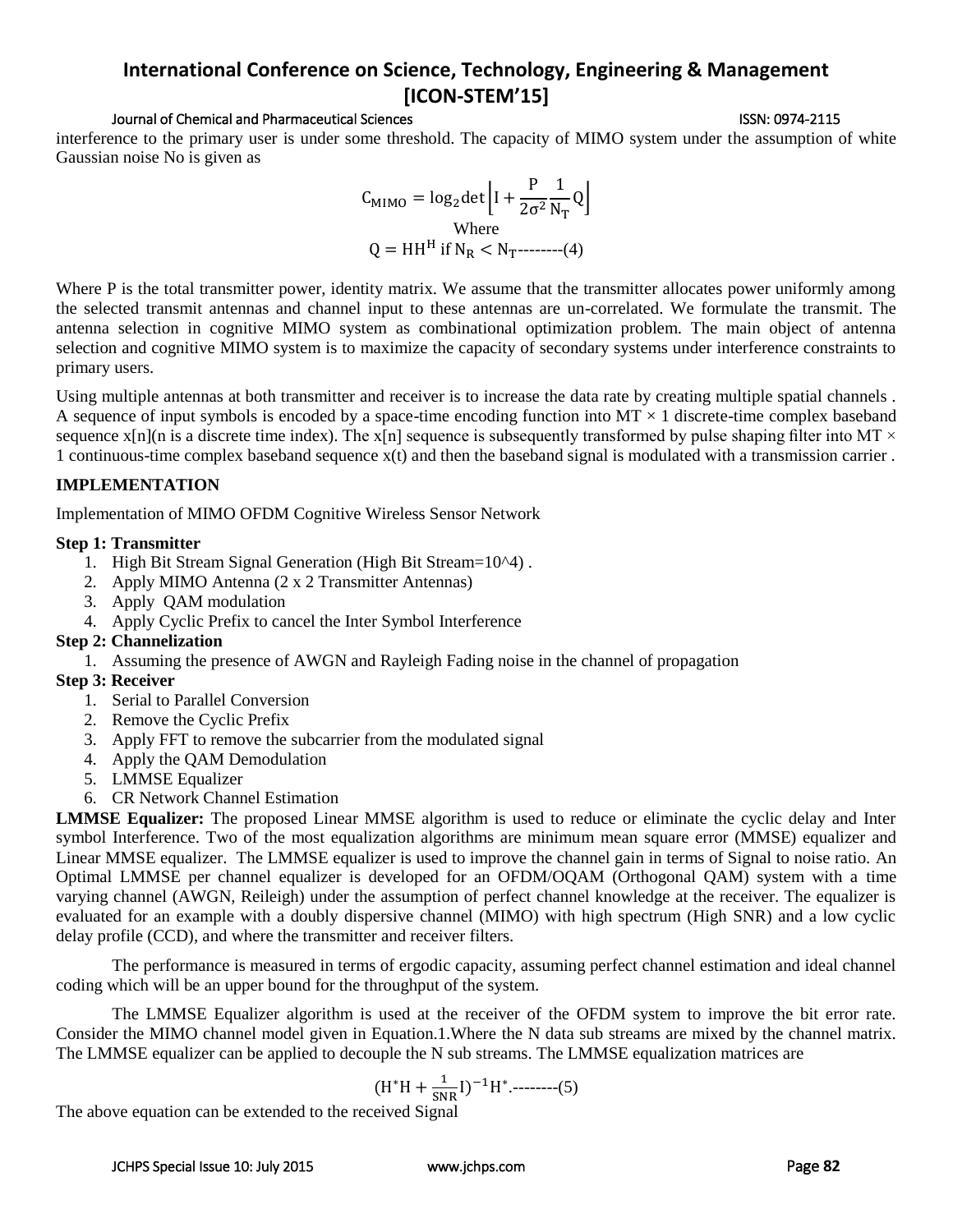interference to the primary user is under some threshold. The capacity of MIMO system under the assumption of white Gaussian noise No is given as

$$C_{MIMO} = \log_2 \det \left[ I + \frac{P}{2\sigma^2} \frac{1}{N_T} Q \right]$$

Where

$$Q = HH^H \text{ if } N_R < N_T \text{--------(4)}$$

Where P is the total transmitter power, identity matrix. We assume that the transmitter allocates power uniformly among the selected transmit antennas and channel input to these antennas are un-correlated. We formulate the transmit. The antenna selection in cognitive MIMO system as combinational optimization problem. The main object of antenna selection and cognitive MIMO system is to maximize the capacity of secondary systems under interference constraints to primary users.

Using multiple antennas at both transmitter and receiver is to increase the data rate by creating multiple spatial channels . A sequence of input symbols is encoded by a space-time encoding function into MT × 1 discrete-time complex baseband sequence x[n](n is a discrete time index). The x[n] sequence is subsequently transformed by pulse shaping filter into MT × 1 continuous-time complex baseband sequence x(t) and then the baseband signal is modulated with a transmission carrier .

## IMPLEMENTATION

Implementation of MIMO OFDM Cognitive Wireless Sensor Network

**Step 1: Transmitter**

1. High Bit Stream Signal Generation (High Bit Stream=10^4) .
2. Apply MIMO Antenna (2 x 2 Transmitter Antennas)
3. Apply QAM modulation
4. Apply Cyclic Prefix to cancel the Inter Symbol Interference

**Step 2: Channelization**

1. Assuming the presence of AWGN and Rayleigh Fading noise in the channel of propagation

**Step 3: Receiver**

1. Serial to Parallel Conversion
2. Remove the Cyclic Prefix
3. Apply FFT to remove the subcarrier from the modulated signal
4. Apply the QAM Demodulation
5. LMMSE Equalizer
6. CR Network Channel Estimation

**LMMSE Equalizer:** The proposed Linear MMSE algorithm is used to reduce or eliminate the cyclic delay and Inter symbol Interference. Two of the most equalization algorithms are minimum mean square error (MMSE) equalizer and Linear MMSE equalizer. The LMMSE equalizer is used to improve the channel gain in terms of Signal to noise ratio. An Optimal LMMSE per channel equalizer is developed for an OFDM/OQAM (Orthogonal QAM) system with a time varying channel (AWGN, Reileigh) under the assumption of perfect channel knowledge at the receiver. The equalizer is evaluated for an example with a doubly dispersive channel (MIMO) with high spectrum (High SNR) and a low cyclic delay profile (CCD), and where the transmitter and receiver filters.

The performance is measured in terms of ergodic capacity, assuming perfect channel estimation and ideal channel coding which will be an upper bound for the throughput of the system.

The LMMSE Equalizer algorithm is used at the receiver of the OFDM system to improve the bit error rate. Consider the MIMO channel model given in Equation.1.Where the N data sub streams are mixed by the channel matrix. The LMMSE equalizer can be applied to decouple the N sub streams. The LMMSE equalization matrices are

$$(H^*H + \frac{1}{SNR} I)^{-1} H^* \text{.--------(5)}$$

The above equation can be extended to the received Signal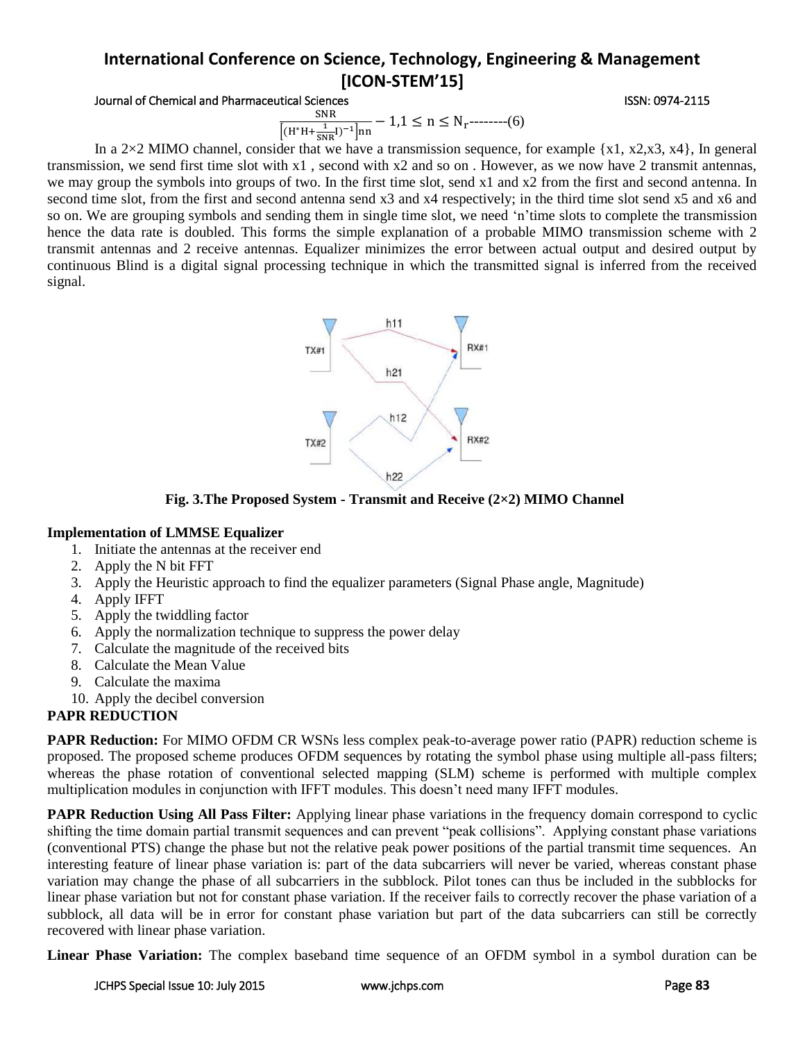$$\frac{SNR}{\left[(H^{*}H+\frac{1}{SNR}I)^{-1}\right]_{nn}}-1, 1\leq n\leq N_r \text{--------(6)}$$

In a 2×2 MIMO channel, consider that we have a transmission sequence, for example {x1, x2,x3, x4}, In general transmission, we send first time slot with x1 , second with x2 and so on . However, as we now have 2 transmit antennas, we may group the symbols into groups of two. In the first time slot, send x1 and x2 from the first and second antenna. In second time slot, from the first and second antenna send x3 and x4 respectively; in the third time slot send x5 and x6 and so on. We are grouping symbols and sending them in single time slot, we need 'n'time slots to complete the transmission hence the data rate is doubled. This forms the simple explanation of a probable MIMO transmission scheme with 2 transmit antennas and 2 receive antennas. Equalizer minimizes the error between actual output and desired output by continuous Blind is a digital signal processing technique in which the transmitted signal is inferred from the received signal.

**Fig. 3.The Proposed System - Transmit and Receive (2×2) MIMO Channel**

**Implementation of LMMSE Equalizer**

1. Initiate the antennas at the receiver end
2. Apply the N bit FFT
3. Apply the Heuristic approach to find the equalizer parameters (Signal Phase angle, Magnitude)
4. Apply IFFT
5. Apply the twiddling factor
6. Apply the normalization technique to suppress the power delay
7. Calculate the magnitude of the received bits
8. Calculate the Mean Value
9. Calculate the maxima
10. Apply the decibel conversion

**PAPR REDUCTION**

**PAPR Reduction:** For MIMO OFDM CR WSNs less complex peak-to-average power ratio (PAPR) reduction scheme is proposed. The proposed scheme produces OFDM sequences by rotating the symbol phase using multiple all-pass filters; whereas the phase rotation of conventional selected mapping (SLM) scheme is performed with multiple complex multiplication modules in conjunction with IFFT modules. This doesn't need many IFFT modules.

**PAPR Reduction Using All Pass Filter:** Applying linear phase variations in the frequency domain correspond to cyclic shifting the time domain partial transmit sequences and can prevent "peak collisions". Applying constant phase variations (conventional PTS) change the phase but not the relative peak power positions of the partial transmit time sequences. An interesting feature of linear phase variation is: part of the data subcarriers will never be varied, whereas constant phase variation may change the phase of all subcarriers in the subblock. Pilot tones can thus be included in the subblocks for linear phase variation but not for constant phase variation. If the receiver fails to correctly recover the phase variation of a subblock, all data will be in error for constant phase variation but part of the data subcarriers can still be correctly recovered with linear phase variation.

**Linear Phase Variation:** The complex baseband time sequence of an OFDM symbol in a symbol duration can be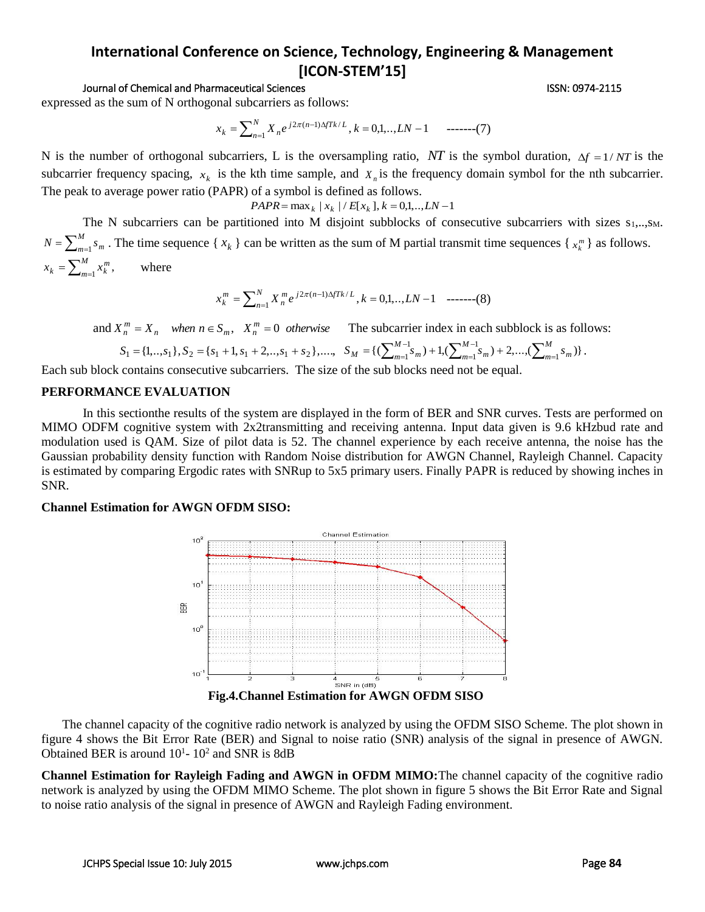expressed as the sum of N orthogonal subcarriers as follows:

$$x_k = \sum_{n=1}^{N} X_n e^{j2\pi(n-1)\Delta fTk/L}, k = 0,1,..,LN-1 \quad \text{-------(7)}$$

N is the number of orthogonal subcarriers, L is the oversampling ratio, $NT$ is the symbol duration, $\Delta f = 1/NT$ is the subcarrier frequency spacing, $x_k$ is the kth time sample, and $X_n$ is the frequency domain symbol for the nth subcarrier. The peak to average power ratio (PAPR) of a symbol is defined as follows.

$$PAPR = \max_k |x_k| / E[x_k], k = 0,1,..,LN-1$$

The N subcarriers can be partitioned into M disjoint subblocks of consecutive subcarriers with sizes $s_1,..,s_M$. $N = \sum_{m=1}^{M} s_m$ . The time sequence { $x_k$ } can be written as the sum of M partial transmit time sequences { $x_k^m$ } as follows. $x_k = \sum_{m=1}^{M} x_k^m$, where

$$x_k^m = \sum_{n=1}^{N} X_n^m e^{j2\pi(n-1)\Delta fTk/L}, k = 0,1,..,LN-1 \quad \text{-------(8)}$$

and $X_n^m = X_n \quad when\ n \in S_m, \quad X_n^m = 0 \ \ otherwise$ The subcarrier index in each subblock is as follows:

$$S_1 = \{1,..,s_1\}, S_2 = \{s_1+1, s_1+2,..,s_1+s_2\},...., \quad S_M = \{(\sum_{m=1}^{M-1} s_m)+1, (\sum_{m=1}^{M-1} s_m)+2,...,(\sum_{m=1}^{M} s_m)\}.$$

Each sub block contains consecutive subcarriers. The size of the sub blocks need not be equal.

## PERFORMANCE EVALUATION

In this sectionthe results of the system are displayed in the form of BER and SNR curves. Tests are performed on MIMO ODFM cognitive system with 2x2transmitting and receiving antenna. Input data given is 9.6 kHzbud rate and modulation used is QAM. Size of pilot data is 52. The channel experience by each receive antenna, the noise has the Gaussian probability density function with Random Noise distribution for AWGN Channel, Rayleigh Channel. Capacity is estimated by comparing Ergodic rates with SNRup to 5x5 primary users. Finally PAPR is reduced by showing inches in SNR.

**Channel Estimation for AWGN OFDM SISO:**

**Fig.4.Channel Estimation for AWGN OFDM SISO**

The channel capacity of the cognitive radio network is analyzed by using the OFDM SISO Scheme. The plot shown in figure 4 shows the Bit Error Rate (BER) and Signal to noise ratio (SNR) analysis of the signal in presence of AWGN. Obtained BER is around $10^1$- $10^2$ and SNR is 8dB

**Channel Estimation for Rayleigh Fading and AWGN in OFDM MIMO:** The channel capacity of the cognitive radio network is analyzed by using the OFDM MIMO Scheme. The plot shown in figure 5 shows the Bit Error Rate and Signal to noise ratio analysis of the signal in presence of AWGN and Rayleigh Fading environment.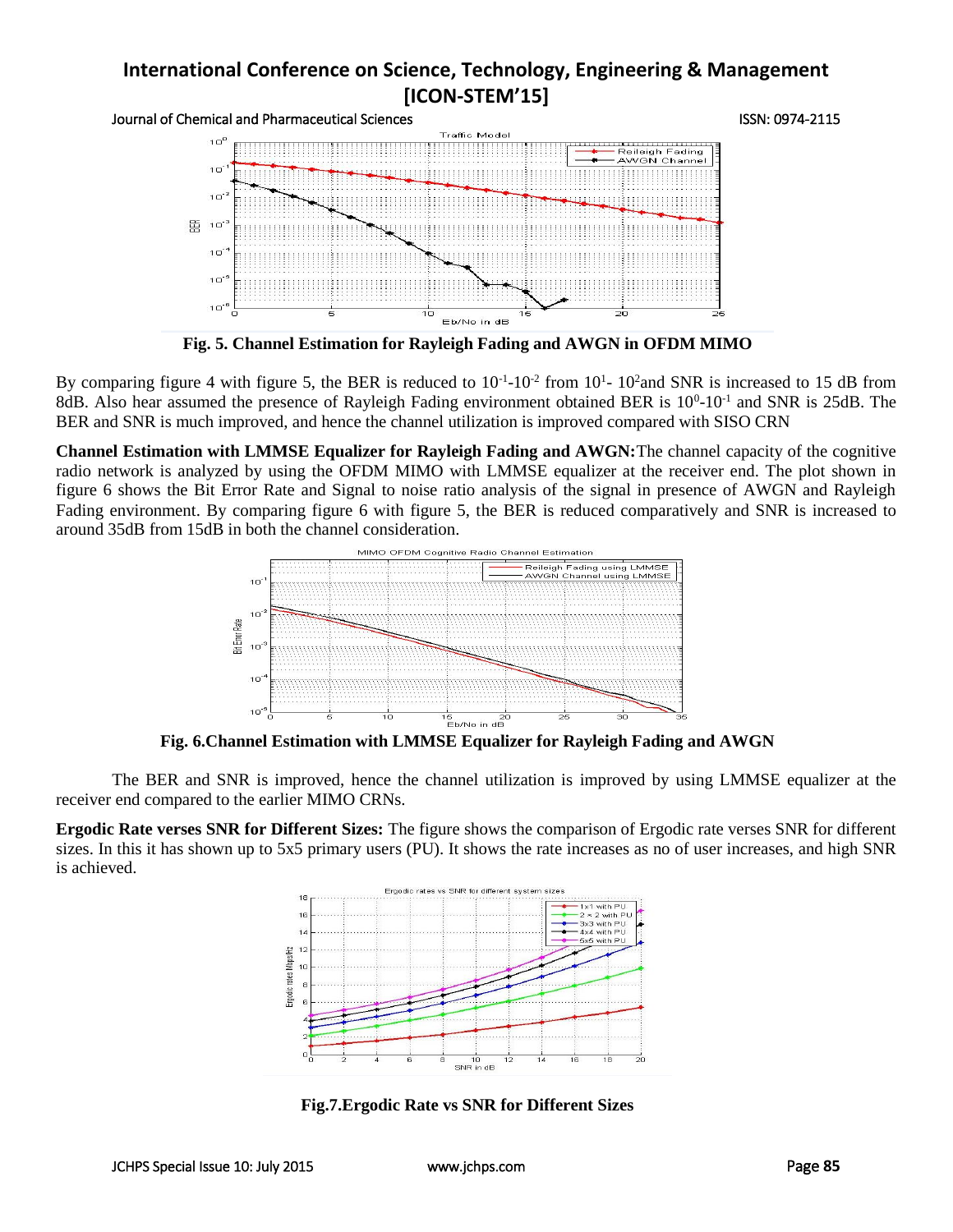Fig. 5. Channel Estimation for Rayleigh Fading and AWGN in OFDM MIMO

By comparing figure 4 with figure 5, the BER is reduced to $10^{-1}$-$10^{-2}$ from $10^{1}$- $10^{2}$and SNR is increased to 15 dB from 8dB. Also hear assumed the presence of Rayleigh Fading environment obtained BER is $10^{0}$-$10^{-1}$ and SNR is 25dB. The BER and SNR is much improved, and hence the channel utilization is improved compared with SISO CRN

**Channel Estimation with LMMSE Equalizer for Rayleigh Fading and AWGN:**The channel capacity of the cognitive radio network is analyzed by using the OFDM MIMO with LMMSE equalizer at the receiver end. The plot shown in figure 6 shows the Bit Error Rate and Signal to noise ratio analysis of the signal in presence of AWGN and Rayleigh Fading environment. By comparing figure 6 with figure 5, the BER is reduced comparatively and SNR is increased to around 35dB from 15dB in both the channel consideration.

**Fig. 6.Channel Estimation with LMMSE Equalizer for Rayleigh Fading and AWGN**

The BER and SNR is improved, hence the channel utilization is improved by using LMMSE equalizer at the receiver end compared to the earlier MIMO CRNs.

**Ergodic Rate verses SNR for Different Sizes:** The figure shows the comparison of Ergodic rate verses SNR for different sizes. In this it has shown up to 5x5 primary users (PU). It shows the rate increases as no of user increases, and high SNR is achieved.

**Fig.7.Ergodic Rate vs SNR for Different Sizes**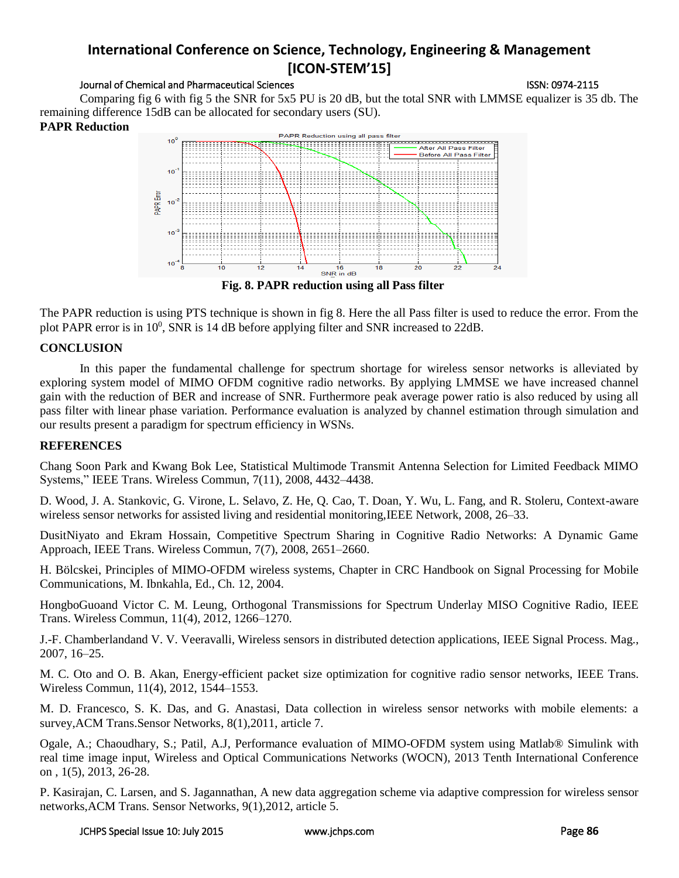Comparing fig 6 with fig 5 the SNR for 5x5 PU is 20 dB, but the total SNR with LMMSE equalizer is 35 db. The remaining difference 15dB can be allocated for secondary users (SU).

**PAPR Reduction**

**Fig. 8. PAPR reduction using all Pass filter**

The PAPR reduction is using PTS technique is shown in fig 8. Here the all Pass filter is used to reduce the error. From the plot PAPR error is in $10^0$, SNR is 14 dB before applying filter and SNR increased to 22dB.

## CONCLUSION

In this paper the fundamental challenge for spectrum shortage for wireless sensor networks is alleviated by exploring system model of MIMO OFDM cognitive radio networks. By applying LMMSE we have increased channel gain with the reduction of BER and increase of SNR. Furthermore peak average power ratio is also reduced by using all pass filter with linear phase variation. Performance evaluation is analyzed by channel estimation through simulation and our results present a paradigm for spectrum efficiency in WSNs.

## REFERENCES

Chang Soon Park and Kwang Bok Lee, Statistical Multimode Transmit Antenna Selection for Limited Feedback MIMO Systems," IEEE Trans. Wireless Commun, 7(11), 2008, 4432–4438.

D. Wood, J. A. Stankovic, G. Virone, L. Selavo, Z. He, Q. Cao, T. Doan, Y. Wu, L. Fang, and R. Stoleru, Context-aware wireless sensor networks for assisted living and residential monitoring,IEEE Network, 2008, 26–33.

DusitNiyato and Ekram Hossain, Competitive Spectrum Sharing in Cognitive Radio Networks: A Dynamic Game Approach, IEEE Trans. Wireless Commun, 7(7), 2008, 2651–2660.

H. Bölcskei, Principles of MIMO-OFDM wireless systems, Chapter in CRC Handbook on Signal Processing for Mobile Communications, M. Ibnkahla, Ed., Ch. 12, 2004.

HongboGuoand Victor C. M. Leung, Orthogonal Transmissions for Spectrum Underlay MISO Cognitive Radio, IEEE Trans. Wireless Commun, 11(4), 2012, 1266–1270.

J.-F. Chamberlandand V. V. Veeravalli, Wireless sensors in distributed detection applications, IEEE Signal Process. Mag., 2007, 16–25.

M. C. Oto and O. B. Akan, Energy-efficient packet size optimization for cognitive radio sensor networks, IEEE Trans. Wireless Commun, 11(4), 2012, 1544–1553.

M. D. Francesco, S. K. Das, and G. Anastasi, Data collection in wireless sensor networks with mobile elements: a survey,ACM Trans.Sensor Networks, 8(1),2011, article 7.

Ogale, A.; Chaoudhary, S.; Patil, A.J, Performance evaluation of MIMO-OFDM system using Matlab® Simulink with real time image input, Wireless and Optical Communications Networks (WOCN), 2013 Tenth International Conference on , 1(5), 2013, 26-28.

P. Kasirajan, C. Larsen, and S. Jagannathan, A new data aggregation scheme via adaptive compression for wireless sensor networks,ACM Trans. Sensor Networks, 9(1),2012, article 5.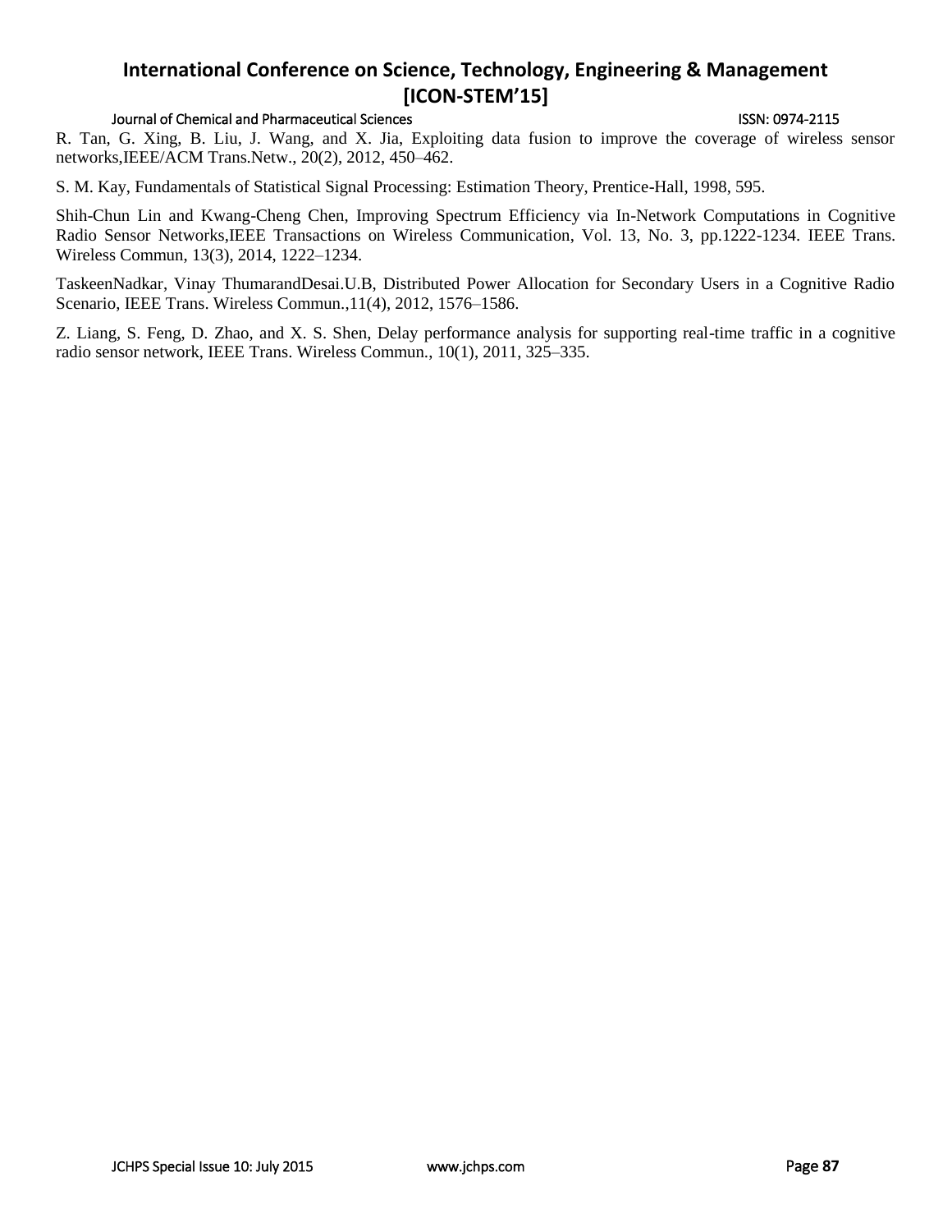R. Tan, G. Xing, B. Liu, J. Wang, and X. Jia, Exploiting data fusion to improve the coverage of wireless sensor networks,IEEE/ACM Trans.Netw., 20(2), 2012, 450–462.

S. M. Kay, Fundamentals of Statistical Signal Processing: Estimation Theory, Prentice-Hall, 1998, 595.

Shih-Chun Lin and Kwang-Cheng Chen, Improving Spectrum Efficiency via In-Network Computations in Cognitive Radio Sensor Networks,IEEE Transactions on Wireless Communication, Vol. 13, No. 3, pp.1222-1234. IEEE Trans. Wireless Commun, 13(3), 2014, 1222–1234.

TaskeenNadkar, Vinay ThumarandDesai.U.B, Distributed Power Allocation for Secondary Users in a Cognitive Radio Scenario, IEEE Trans. Wireless Commun.,11(4), 2012, 1576–1586.

Z. Liang, S. Feng, D. Zhao, and X. S. Shen, Delay performance analysis for supporting real-time traffic in a cognitive radio sensor network, IEEE Trans. Wireless Commun., 10(1), 2011, 325–335.